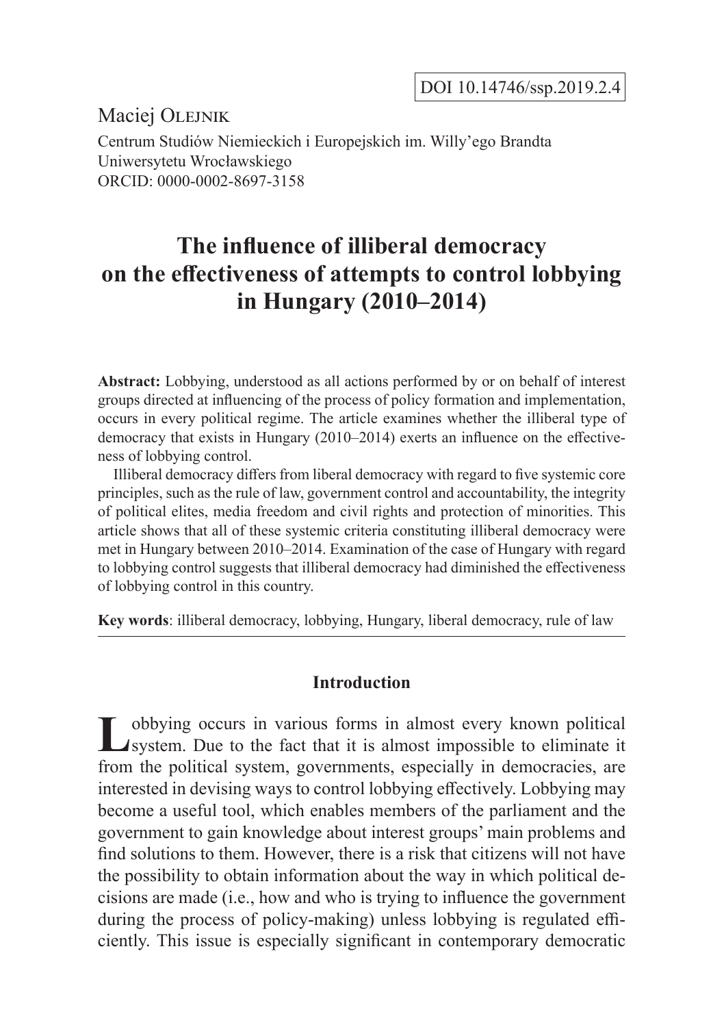DOI 10.14746/ssp.2019.2.4

Maciej Olejnik

Centrum Studiów Niemieckich i Europejskich im. Willy'ego Brandta
Uniwersytetu Wrocławskiego
ORCID: 0000-0002-8697-3158

# The influence of illiberal democracy on the effectiveness of attempts to control lobbying in Hungary (2010–2014)

**Abstract:** Lobbying, understood as all actions performed by or on behalf of interest groups directed at influencing of the process of policy formation and implementation, occurs in every political regime. The article examines whether the illiberal type of democracy that exists in Hungary (2010–2014) exerts an influence on the effectiveness of lobbying control.

Illiberal democracy differs from liberal democracy with regard to five systemic core principles, such as the rule of law, government control and accountability, the integrity of political elites, media freedom and civil rights and protection of minorities. This article shows that all of these systemic criteria constituting illiberal democracy were met in Hungary between 2010–2014. Examination of the case of Hungary with regard to lobbying control suggests that illiberal democracy had diminished the effectiveness of lobbying control in this country.

**Key words**: illiberal democracy, lobbying, Hungary, liberal democracy, rule of law

## Introduction

Lobbying occurs in various forms in almost every known political system. Due to the fact that it is almost impossible to eliminate it from the political system, governments, especially in democracies, are interested in devising ways to control lobbying effectively. Lobbying may become a useful tool, which enables members of the parliament and the government to gain knowledge about interest groups' main problems and find solutions to them. However, there is a risk that citizens will not have the possibility to obtain information about the way in which political decisions are made (i.e., how and who is trying to influence the government during the process of policy-making) unless lobbying is regulated efficiently. This issue is especially significant in contemporary democratic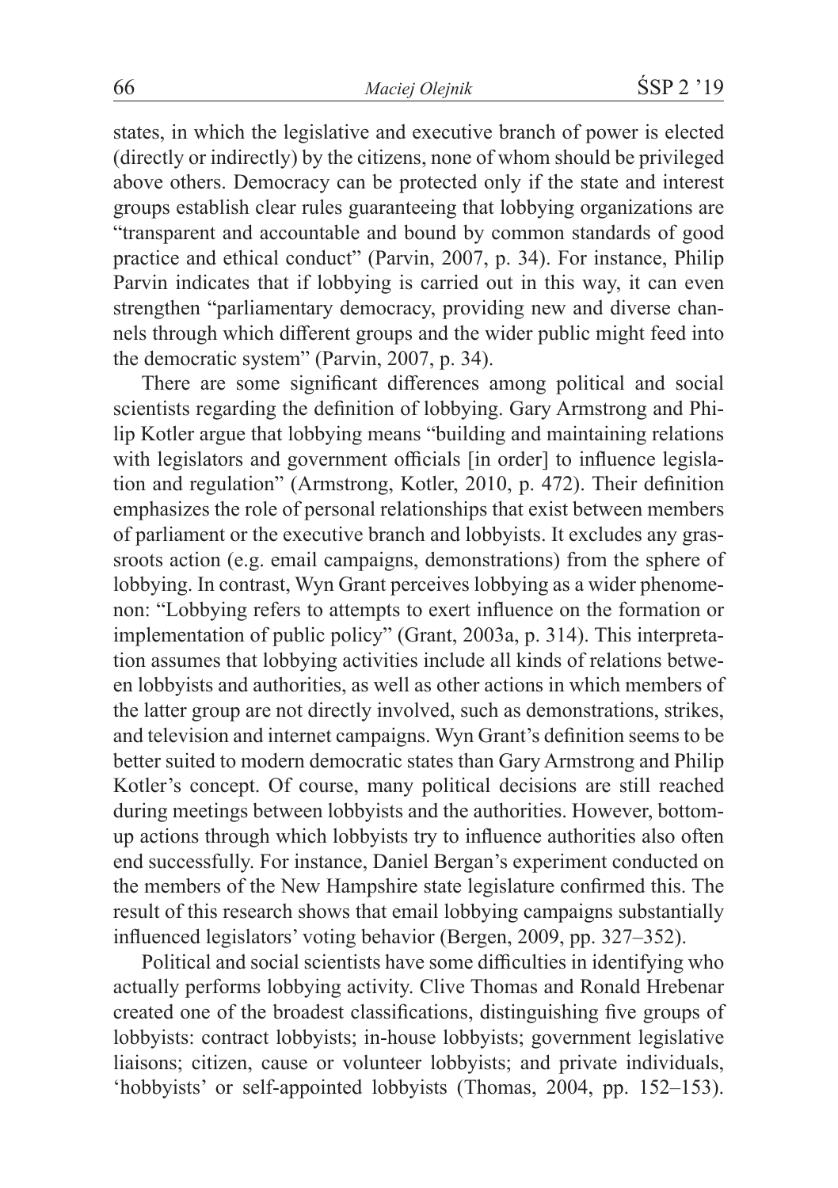states, in which the legislative and executive branch of power is elected (directly or indirectly) by the citizens, none of whom should be privileged above others. Democracy can be protected only if the state and interest groups establish clear rules guaranteeing that lobbying organizations are "transparent and accountable and bound by common standards of good practice and ethical conduct" (Parvin, 2007, p. 34). For instance, Philip Parvin indicates that if lobbying is carried out in this way, it can even strengthen "parliamentary democracy, providing new and diverse channels through which different groups and the wider public might feed into the democratic system" (Parvin, 2007, p. 34).

There are some significant differences among political and social scientists regarding the definition of lobbying. Gary Armstrong and Philip Kotler argue that lobbying means "building and maintaining relations with legislators and government officials [in order] to influence legislation and regulation" (Armstrong, Kotler, 2010, p. 472). Their definition emphasizes the role of personal relationships that exist between members of parliament or the executive branch and lobbyists. It excludes any grassroots action (e.g. email campaigns, demonstrations) from the sphere of lobbying. In contrast, Wyn Grant perceives lobbying as a wider phenomenon: "Lobbying refers to attempts to exert influence on the formation or implementation of public policy" (Grant, 2003a, p. 314). This interpretation assumes that lobbying activities include all kinds of relations between lobbyists and authorities, as well as other actions in which members of the latter group are not directly involved, such as demonstrations, strikes, and television and internet campaigns. Wyn Grant's definition seems to be better suited to modern democratic states than Gary Armstrong and Philip Kotler's concept. Of course, many political decisions are still reached during meetings between lobbyists and the authorities. However, bottom-up actions through which lobbyists try to influence authorities also often end successfully. For instance, Daniel Bergan's experiment conducted on the members of the New Hampshire state legislature confirmed this. The result of this research shows that email lobbying campaigns substantially influenced legislators' voting behavior (Bergen, 2009, pp. 327–352).

Political and social scientists have some difficulties in identifying who actually performs lobbying activity. Clive Thomas and Ronald Hrebenar created one of the broadest classifications, distinguishing five groups of lobbyists: contract lobbyists; in-house lobbyists; government legislative liaisons; citizen, cause or volunteer lobbyists; and private individuals, 'hobbyists' or self-appointed lobbyists (Thomas, 2004, pp. 152–153).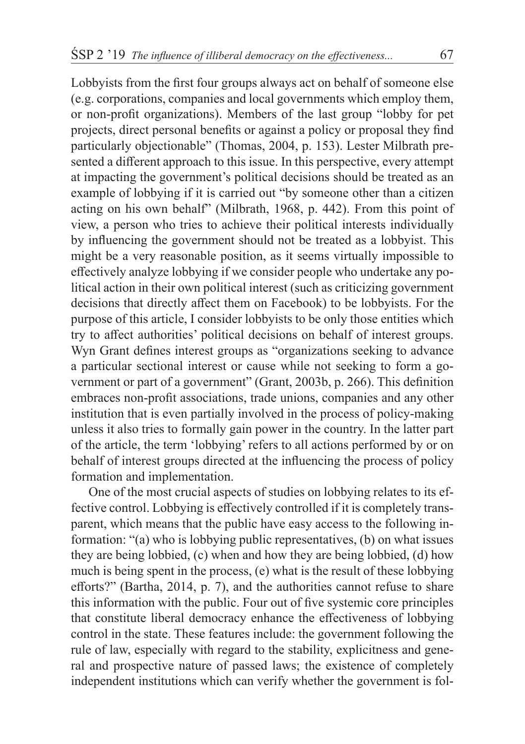Lobbyists from the first four groups always act on behalf of someone else (e.g. corporations, companies and local governments which employ them, or non-profit organizations). Members of the last group "lobby for pet projects, direct personal benefits or against a policy or proposal they find particularly objectionable" (Thomas, 2004, p. 153). Lester Milbrath presented a different approach to this issue. In this perspective, every attempt at impacting the government's political decisions should be treated as an example of lobbying if it is carried out "by someone other than a citizen acting on his own behalf" (Milbrath, 1968, p. 442). From this point of view, a person who tries to achieve their political interests individually by influencing the government should not be treated as a lobbyist. This might be a very reasonable position, as it seems virtually impossible to effectively analyze lobbying if we consider people who undertake any political action in their own political interest (such as criticizing government decisions that directly affect them on Facebook) to be lobbyists. For the purpose of this article, I consider lobbyists to be only those entities which try to affect authorities' political decisions on behalf of interest groups. Wyn Grant defines interest groups as "organizations seeking to advance a particular sectional interest or cause while not seeking to form a government or part of a government" (Grant, 2003b, p. 266). This definition embraces non-profit associations, trade unions, companies and any other institution that is even partially involved in the process of policy-making unless it also tries to formally gain power in the country. In the latter part of the article, the term 'lobbying' refers to all actions performed by or on behalf of interest groups directed at the influencing the process of policy formation and implementation.

One of the most crucial aspects of studies on lobbying relates to its effective control. Lobbying is effectively controlled if it is completely transparent, which means that the public have easy access to the following information: "(a) who is lobbying public representatives, (b) on what issues they are being lobbied, (c) when and how they are being lobbied, (d) how much is being spent in the process, (e) what is the result of these lobbying efforts?" (Bartha, 2014, p. 7), and the authorities cannot refuse to share this information with the public. Four out of five systemic core principles that constitute liberal democracy enhance the effectiveness of lobbying control in the state. These features include: the government following the rule of law, especially with regard to the stability, explicitness and general and prospective nature of passed laws; the existence of completely independent institutions which can verify whether the government is fol-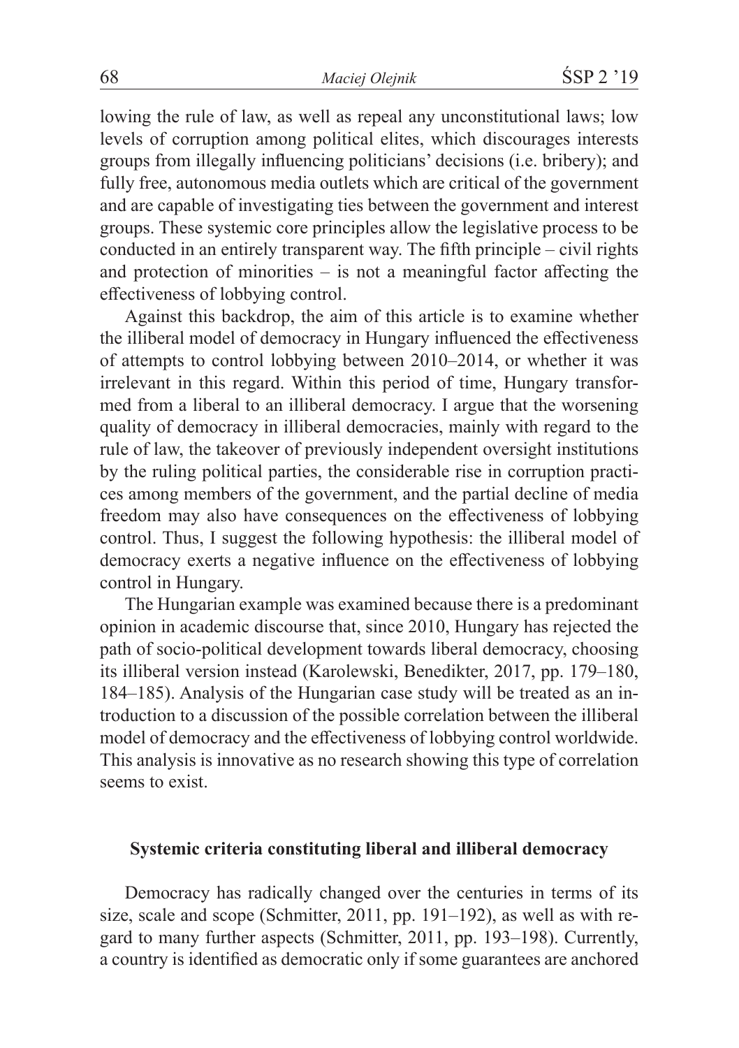lowing the rule of law, as well as repeal any unconstitutional laws; low levels of corruption among political elites, which discourages interests groups from illegally influencing politicians' decisions (i.e. bribery); and fully free, autonomous media outlets which are critical of the government and are capable of investigating ties between the government and interest groups. These systemic core principles allow the legislative process to be conducted in an entirely transparent way. The fifth principle – civil rights and protection of minorities – is not a meaningful factor affecting the effectiveness of lobbying control.

Against this backdrop, the aim of this article is to examine whether the illiberal model of democracy in Hungary influenced the effectiveness of attempts to control lobbying between 2010–2014, or whether it was irrelevant in this regard. Within this period of time, Hungary transformed from a liberal to an illiberal democracy. I argue that the worsening quality of democracy in illiberal democracies, mainly with regard to the rule of law, the takeover of previously independent oversight institutions by the ruling political parties, the considerable rise in corruption practices among members of the government, and the partial decline of media freedom may also have consequences on the effectiveness of lobbying control. Thus, I suggest the following hypothesis: the illiberal model of democracy exerts a negative influence on the effectiveness of lobbying control in Hungary.

The Hungarian example was examined because there is a predominant opinion in academic discourse that, since 2010, Hungary has rejected the path of socio-political development towards liberal democracy, choosing its illiberal version instead (Karolewski, Benedikter, 2017, pp. 179–180, 184–185). Analysis of the Hungarian case study will be treated as an introduction to a discussion of the possible correlation between the illiberal model of democracy and the effectiveness of lobbying control worldwide. This analysis is innovative as no research showing this type of correlation seems to exist.

## Systemic criteria constituting liberal and illiberal democracy

Democracy has radically changed over the centuries in terms of its size, scale and scope (Schmitter, 2011, pp. 191–192), as well as with regard to many further aspects (Schmitter, 2011, pp. 193–198). Currently, a country is identified as democratic only if some guarantees are anchored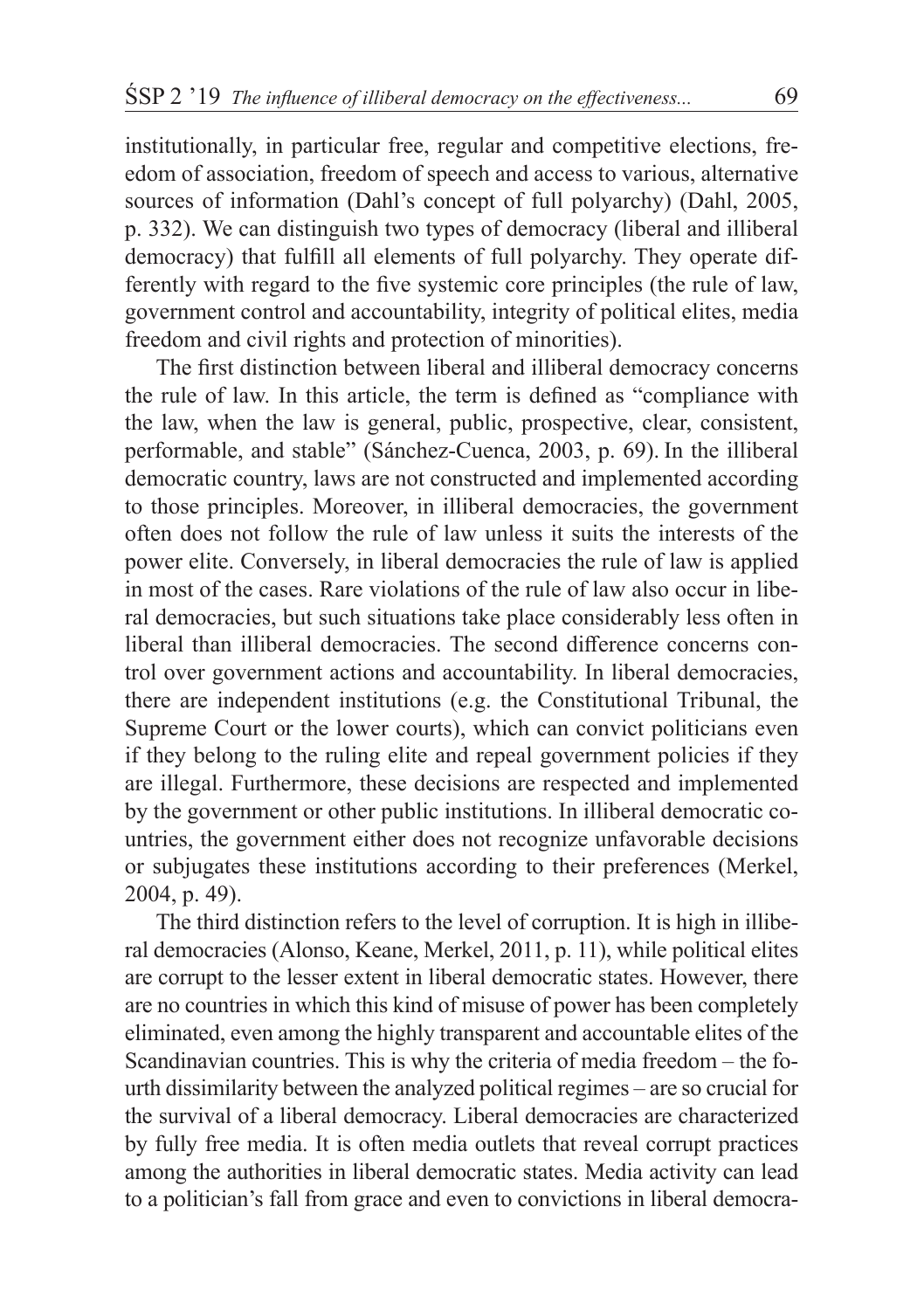institutionally, in particular free, regular and competitive elections, freedom of association, freedom of speech and access to various, alternative sources of information (Dahl's concept of full polyarchy) (Dahl, 2005, p. 332). We can distinguish two types of democracy (liberal and illiberal democracy) that fulfill all elements of full polyarchy. They operate differently with regard to the five systemic core principles (the rule of law, government control and accountability, integrity of political elites, media freedom and civil rights and protection of minorities).

The first distinction between liberal and illiberal democracy concerns the rule of law. In this article, the term is defined as "compliance with the law, when the law is general, public, prospective, clear, consistent, performable, and stable" (Sánchez-Cuenca, 2003, p. 69). In the illiberal democratic country, laws are not constructed and implemented according to those principles. Moreover, in illiberal democracies, the government often does not follow the rule of law unless it suits the interests of the power elite. Conversely, in liberal democracies the rule of law is applied in most of the cases. Rare violations of the rule of law also occur in liberal democracies, but such situations take place considerably less often in liberal than illiberal democracies. The second difference concerns control over government actions and accountability. In liberal democracies, there are independent institutions (e.g. the Constitutional Tribunal, the Supreme Court or the lower courts), which can convict politicians even if they belong to the ruling elite and repeal government policies if they are illegal. Furthermore, these decisions are respected and implemented by the government or other public institutions. In illiberal democratic countries, the government either does not recognize unfavorable decisions or subjugates these institutions according to their preferences (Merkel, 2004, p. 49).

The third distinction refers to the level of corruption. It is high in illiberal democracies (Alonso, Keane, Merkel, 2011, p. 11), while political elites are corrupt to the lesser extent in liberal democratic states. However, there are no countries in which this kind of misuse of power has been completely eliminated, even among the highly transparent and accountable elites of the Scandinavian countries. This is why the criteria of media freedom – the fourth dissimilarity between the analyzed political regimes – are so crucial for the survival of a liberal democracy. Liberal democracies are characterized by fully free media. It is often media outlets that reveal corrupt practices among the authorities in liberal democratic states. Media activity can lead to a politician's fall from grace and even to convictions in liberal democra-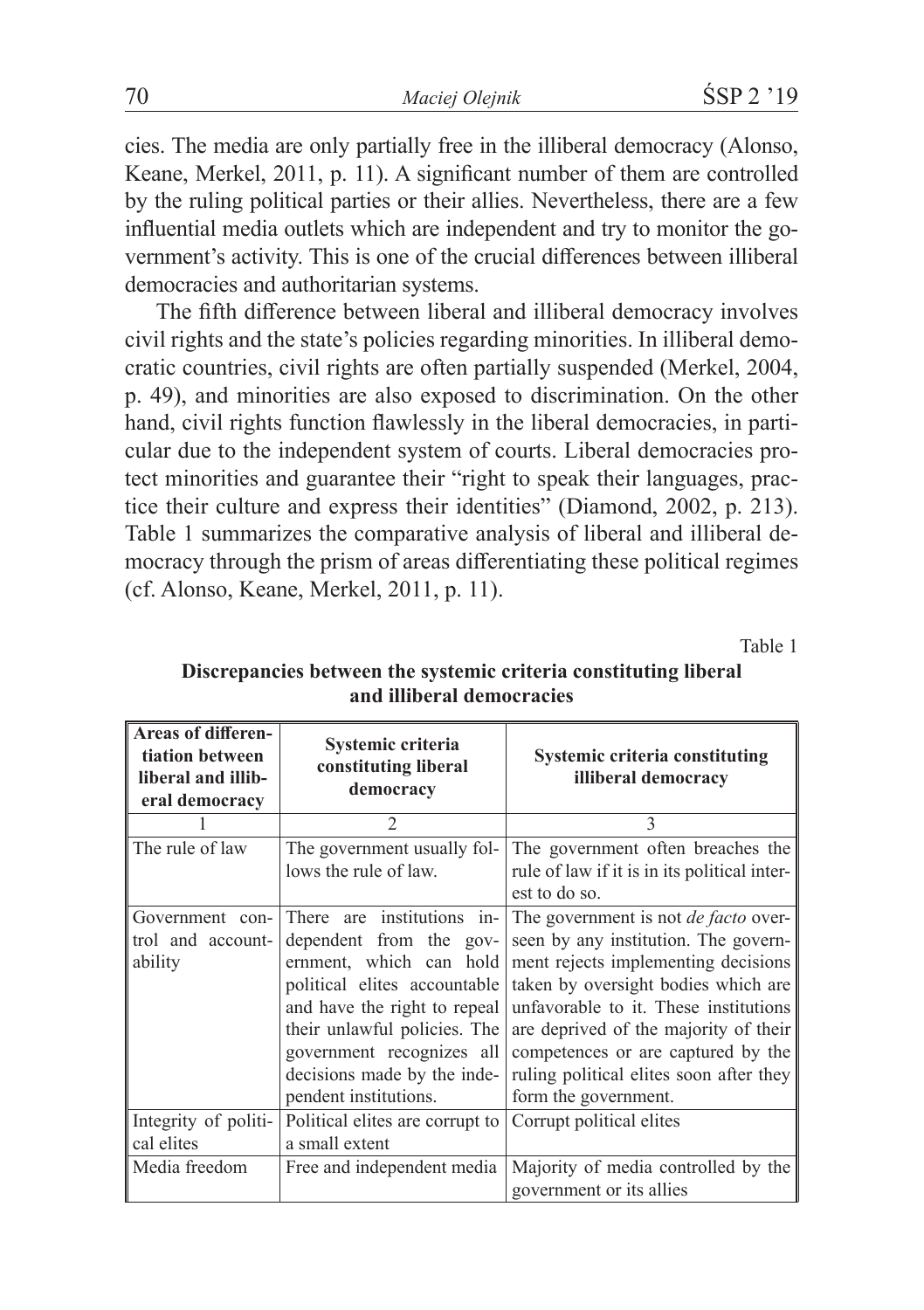cies. The media are only partially free in the illiberal democracy (Alonso, Keane, Merkel, 2011, p. 11). A significant number of them are controlled by the ruling political parties or their allies. Nevertheless, there are a few influential media outlets which are independent and try to monitor the government's activity. This is one of the crucial differences between illiberal democracies and authoritarian systems.

The fifth difference between liberal and illiberal democracy involves civil rights and the state's policies regarding minorities. In illiberal democratic countries, civil rights are often partially suspended (Merkel, 2004, p. 49), and minorities are also exposed to discrimination. On the other hand, civil rights function flawlessly in the liberal democracies, in particular due to the independent system of courts. Liberal democracies protect minorities and guarantee their "right to speak their languages, practice their culture and express their identities" (Diamond, 2002, p. 213). Table 1 summarizes the comparative analysis of liberal and illiberal democracy through the prism of areas differentiating these political regimes (cf. Alonso, Keane, Merkel, 2011, p. 11).

Table 1

**Discrepancies between the systemic criteria constituting liberal and illiberal democracies**

| Areas of differentiation between liberal and illiberal democracy | Systemic criteria constituting liberal democracy | Systemic criteria constituting illiberal democracy |
|---|---|---|
| 1 | 2 | 3 |
| The rule of law | The government usually follows the rule of law. | The government often breaches the rule of law if it is in its political interest to do so. |
| Government control and accountability | There are institutions independent from the government, which can hold political elites accountable and have the right to repeal their unlawful policies. The government recognizes all decisions made by the independent institutions. | The government is not *de facto* overseen by any institution. The government rejects implementing decisions taken by oversight bodies which are unfavorable to it. These institutions are deprived of the majority of their competences or are captured by the ruling political elites soon after they form the government. |
| Integrity of political elites | Political elites are corrupt to a small extent | Corrupt political elites |
| Media freedom | Free and independent media | Majority of media controlled by the government or its allies |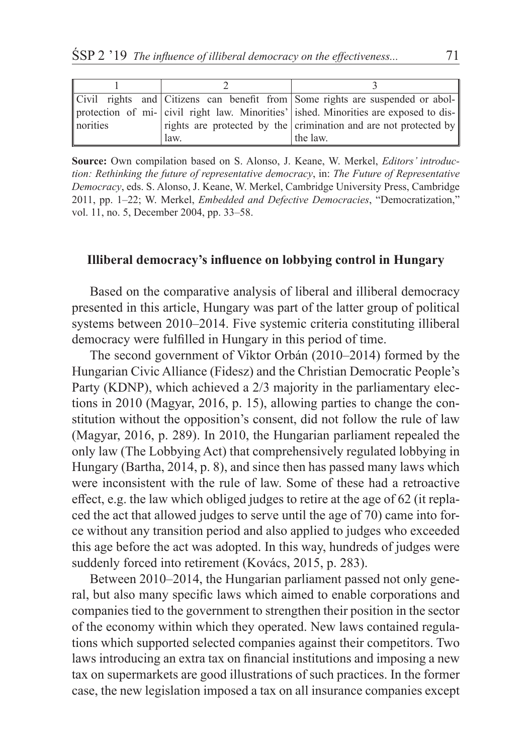| 1 | 2 | 3 |
|---|---|---|
| Civil rights and protection of minorities | Citizens can benefit from civil right law. Minorities' rights are protected by the law. | Some rights are suspended or abolished. Minorities are exposed to discrimination and are not protected by the law. |

**Source:** Own compilation based on S. Alonso, J. Keane, W. Merkel, *Editors' introduction: Rethinking the future of representative democracy*, in: *The Future of Representative Democracy*, eds. S. Alonso, J. Keane, W. Merkel, Cambridge University Press, Cambridge 2011, pp. 1–22; W. Merkel, *Embedded and Defective Democracies*, "Democratization," vol. 11, no. 5, December 2004, pp. 33–58.

### Illiberal democracy's influence on lobbying control in Hungary

Based on the comparative analysis of liberal and illiberal democracy presented in this article, Hungary was part of the latter group of political systems between 2010–2014. Five systemic criteria constituting illiberal democracy were fulfilled in Hungary in this period of time.

The second government of Viktor Orbán (2010–2014) formed by the Hungarian Civic Alliance (Fidesz) and the Christian Democratic People's Party (KDNP), which achieved a 2/3 majority in the parliamentary elections in 2010 (Magyar, 2016, p. 15), allowing parties to change the constitution without the opposition's consent, did not follow the rule of law (Magyar, 2016, p. 289). In 2010, the Hungarian parliament repealed the only law (The Lobbying Act) that comprehensively regulated lobbying in Hungary (Bartha, 2014, p. 8), and since then has passed many laws which were inconsistent with the rule of law. Some of these had a retroactive effect, e.g. the law which obliged judges to retire at the age of 62 (it replaced the act that allowed judges to serve until the age of 70) came into force without any transition period and also applied to judges who exceeded this age before the act was adopted. In this way, hundreds of judges were suddenly forced into retirement (Kovács, 2015, p. 283).

Between 2010–2014, the Hungarian parliament passed not only general, but also many specific laws which aimed to enable corporations and companies tied to the government to strengthen their position in the sector of the economy within which they operated. New laws contained regulations which supported selected companies against their competitors. Two laws introducing an extra tax on financial institutions and imposing a new tax on supermarkets are good illustrations of such practices. In the former case, the new legislation imposed a tax on all insurance companies except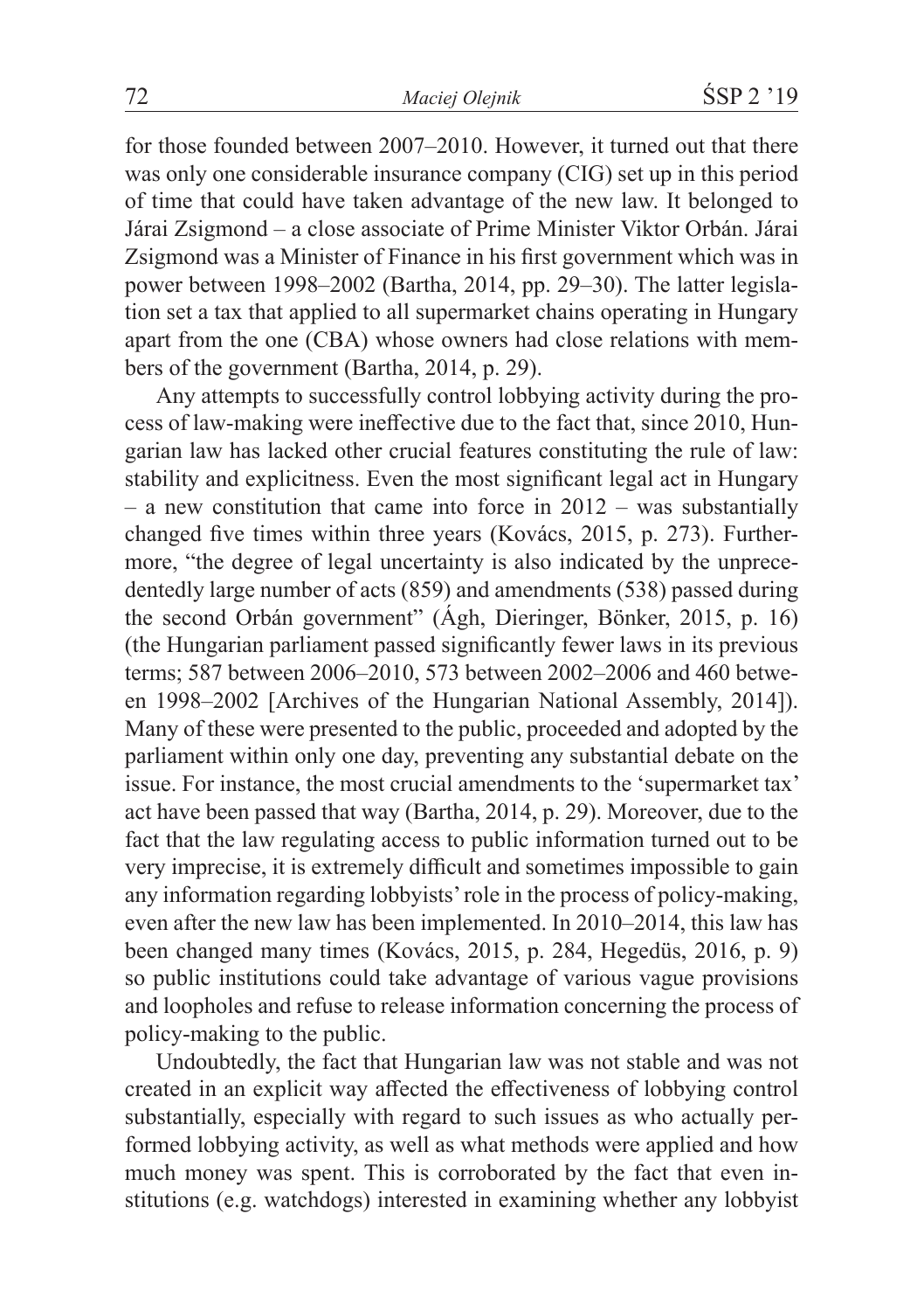for those founded between 2007–2010. However, it turned out that there was only one considerable insurance company (CIG) set up in this period of time that could have taken advantage of the new law. It belonged to Járai Zsigmond – a close associate of Prime Minister Viktor Orbán. Járai Zsigmond was a Minister of Finance in his first government which was in power between 1998–2002 (Bartha, 2014, pp. 29–30). The latter legislation set a tax that applied to all supermarket chains operating in Hungary apart from the one (CBA) whose owners had close relations with members of the government (Bartha, 2014, p. 29).

Any attempts to successfully control lobbying activity during the process of law-making were ineffective due to the fact that, since 2010, Hungarian law has lacked other crucial features constituting the rule of law: stability and explicitness. Even the most significant legal act in Hungary – a new constitution that came into force in 2012 – was substantially changed five times within three years (Kovács, 2015, p. 273). Furthermore, "the degree of legal uncertainty is also indicated by the unprecedentedly large number of acts (859) and amendments (538) passed during the second Orbán government" (Ágh, Dieringer, Bönker, 2015, p. 16) (the Hungarian parliament passed significantly fewer laws in its previous terms; 587 between 2006–2010, 573 between 2002–2006 and 460 between 1998–2002 [Archives of the Hungarian National Assembly, 2014]). Many of these were presented to the public, proceeded and adopted by the parliament within only one day, preventing any substantial debate on the issue. For instance, the most crucial amendments to the 'supermarket tax' act have been passed that way (Bartha, 2014, p. 29). Moreover, due to the fact that the law regulating access to public information turned out to be very imprecise, it is extremely difficult and sometimes impossible to gain any information regarding lobbyists' role in the process of policy-making, even after the new law has been implemented. In 2010–2014, this law has been changed many times (Kovács, 2015, p. 284, Hegedüs, 2016, p. 9) so public institutions could take advantage of various vague provisions and loopholes and refuse to release information concerning the process of policy-making to the public.

Undoubtedly, the fact that Hungarian law was not stable and was not created in an explicit way affected the effectiveness of lobbying control substantially, especially with regard to such issues as who actually performed lobbying activity, as well as what methods were applied and how much money was spent. This is corroborated by the fact that even institutions (e.g. watchdogs) interested in examining whether any lobbyist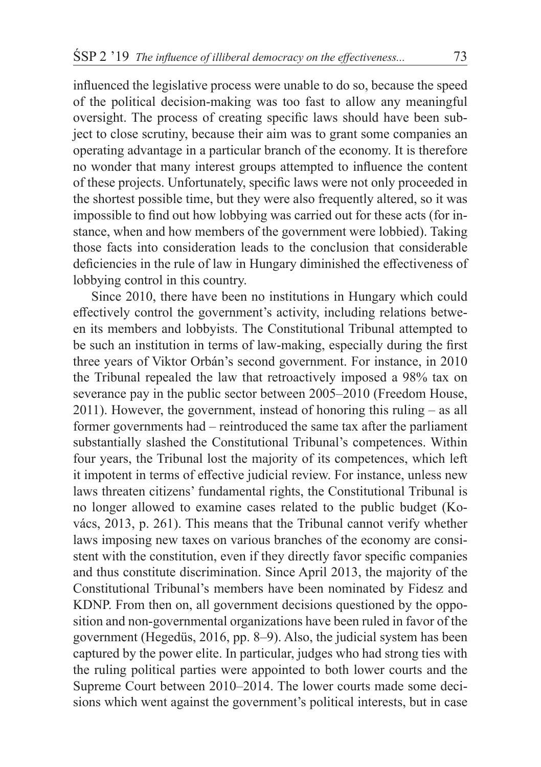influenced the legislative process were unable to do so, because the speed of the political decision-making was too fast to allow any meaningful oversight. The process of creating specific laws should have been subject to close scrutiny, because their aim was to grant some companies an operating advantage in a particular branch of the economy. It is therefore no wonder that many interest groups attempted to influence the content of these projects. Unfortunately, specific laws were not only proceeded in the shortest possible time, but they were also frequently altered, so it was impossible to find out how lobbying was carried out for these acts (for instance, when and how members of the government were lobbied). Taking those facts into consideration leads to the conclusion that considerable deficiencies in the rule of law in Hungary diminished the effectiveness of lobbying control in this country.

Since 2010, there have been no institutions in Hungary which could effectively control the government's activity, including relations between its members and lobbyists. The Constitutional Tribunal attempted to be such an institution in terms of law-making, especially during the first three years of Viktor Orbán's second government. For instance, in 2010 the Tribunal repealed the law that retroactively imposed a 98% tax on severance pay in the public sector between 2005–2010 (Freedom House, 2011). However, the government, instead of honoring this ruling – as all former governments had – reintroduced the same tax after the parliament substantially slashed the Constitutional Tribunal's competences. Within four years, the Tribunal lost the majority of its competences, which left it impotent in terms of effective judicial review. For instance, unless new laws threaten citizens' fundamental rights, the Constitutional Tribunal is no longer allowed to examine cases related to the public budget (Kovács, 2013, p. 261). This means that the Tribunal cannot verify whether laws imposing new taxes on various branches of the economy are consistent with the constitution, even if they directly favor specific companies and thus constitute discrimination. Since April 2013, the majority of the Constitutional Tribunal's members have been nominated by Fidesz and KDNP. From then on, all government decisions questioned by the opposition and non-governmental organizations have been ruled in favor of the government (Hegedüs, 2016, pp. 8–9). Also, the judicial system has been captured by the power elite. In particular, judges who had strong ties with the ruling political parties were appointed to both lower courts and the Supreme Court between 2010–2014. The lower courts made some decisions which went against the government's political interests, but in case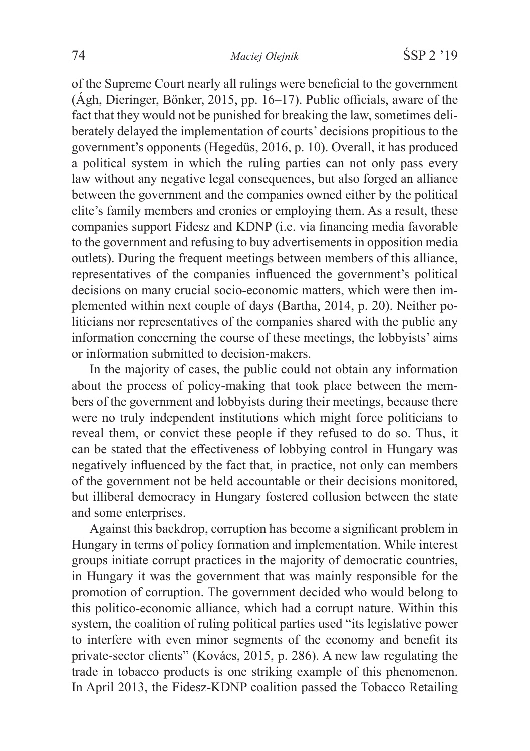of the Supreme Court nearly all rulings were beneficial to the government (Ágh, Dieringer, Bönker, 2015, pp. 16–17). Public officials, aware of the fact that they would not be punished for breaking the law, sometimes deliberately delayed the implementation of courts' decisions propitious to the government's opponents (Hegedüs, 2016, p. 10). Overall, it has produced a political system in which the ruling parties can not only pass every law without any negative legal consequences, but also forged an alliance between the government and the companies owned either by the political elite's family members and cronies or employing them. As a result, these companies support Fidesz and KDNP (i.e. via financing media favorable to the government and refusing to buy advertisements in opposition media outlets). During the frequent meetings between members of this alliance, representatives of the companies influenced the government's political decisions on many crucial socio-economic matters, which were then implemented within next couple of days (Bartha, 2014, p. 20). Neither politicians nor representatives of the companies shared with the public any information concerning the course of these meetings, the lobbyists' aims or information submitted to decision-makers.

In the majority of cases, the public could not obtain any information about the process of policy-making that took place between the members of the government and lobbyists during their meetings, because there were no truly independent institutions which might force politicians to reveal them, or convict these people if they refused to do so. Thus, it can be stated that the effectiveness of lobbying control in Hungary was negatively influenced by the fact that, in practice, not only can members of the government not be held accountable or their decisions monitored, but illiberal democracy in Hungary fostered collusion between the state and some enterprises.

Against this backdrop, corruption has become a significant problem in Hungary in terms of policy formation and implementation. While interest groups initiate corrupt practices in the majority of democratic countries, in Hungary it was the government that was mainly responsible for the promotion of corruption. The government decided who would belong to this politico-economic alliance, which had a corrupt nature. Within this system, the coalition of ruling political parties used "its legislative power to interfere with even minor segments of the economy and benefit its private-sector clients" (Kovács, 2015, p. 286). A new law regulating the trade in tobacco products is one striking example of this phenomenon. In April 2013, the Fidesz-KDNP coalition passed the Tobacco Retailing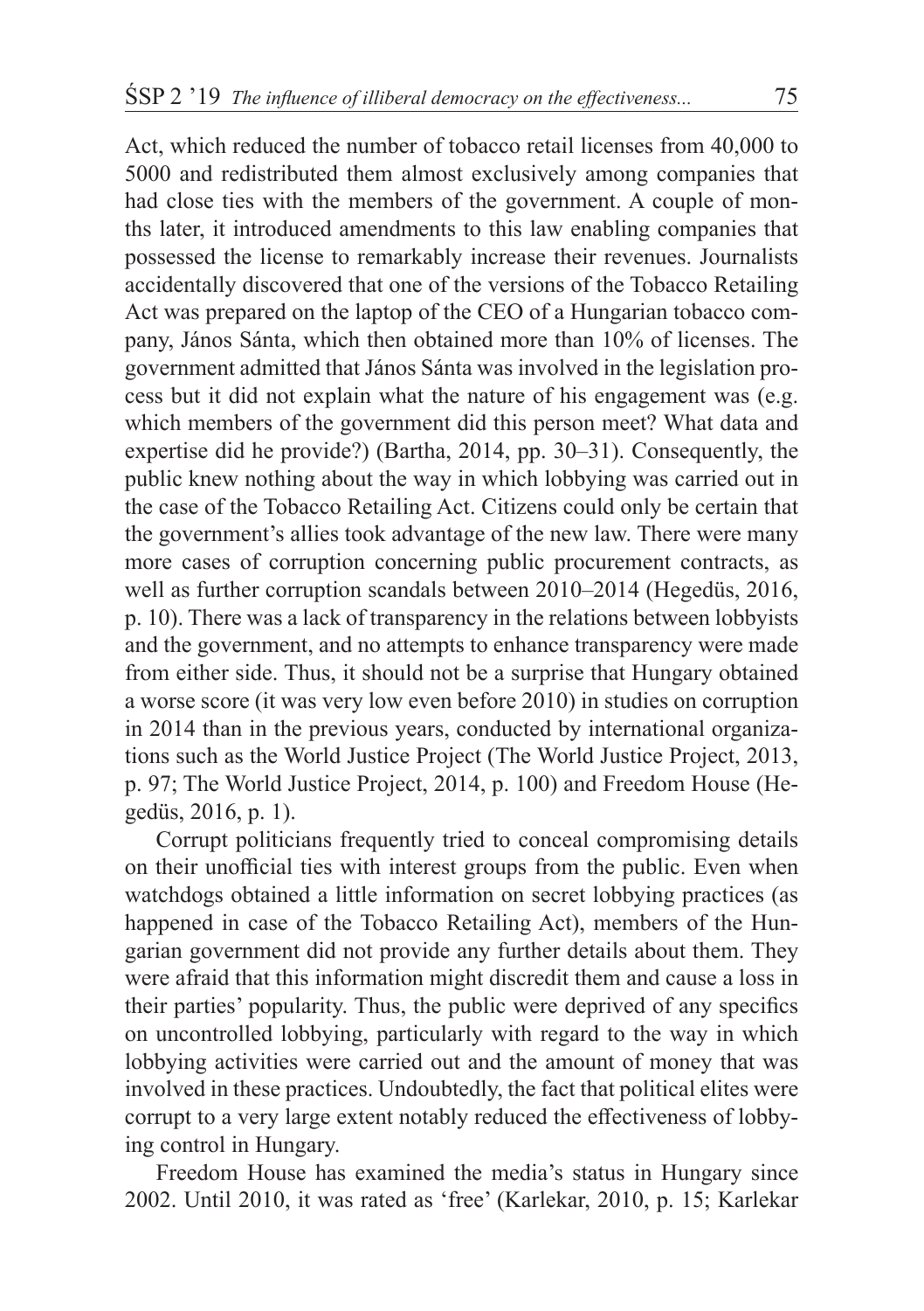Act, which reduced the number of tobacco retail licenses from 40,000 to 5000 and redistributed them almost exclusively among companies that had close ties with the members of the government. A couple of months later, it introduced amendments to this law enabling companies that possessed the license to remarkably increase their revenues. Journalists accidentally discovered that one of the versions of the Tobacco Retailing Act was prepared on the laptop of the CEO of a Hungarian tobacco company, János Sánta, which then obtained more than 10% of licenses. The government admitted that János Sánta was involved in the legislation process but it did not explain what the nature of his engagement was (e.g. which members of the government did this person meet? What data and expertise did he provide?) (Bartha, 2014, pp. 30–31). Consequently, the public knew nothing about the way in which lobbying was carried out in the case of the Tobacco Retailing Act. Citizens could only be certain that the government's allies took advantage of the new law. There were many more cases of corruption concerning public procurement contracts, as well as further corruption scandals between 2010–2014 (Hegedüs, 2016, p. 10). There was a lack of transparency in the relations between lobbyists and the government, and no attempts to enhance transparency were made from either side. Thus, it should not be a surprise that Hungary obtained a worse score (it was very low even before 2010) in studies on corruption in 2014 than in the previous years, conducted by international organizations such as the World Justice Project (The World Justice Project, 2013, p. 97; The World Justice Project, 2014, p. 100) and Freedom House (Hegedüs, 2016, p. 1).

Corrupt politicians frequently tried to conceal compromising details on their unofficial ties with interest groups from the public. Even when watchdogs obtained a little information on secret lobbying practices (as happened in case of the Tobacco Retailing Act), members of the Hungarian government did not provide any further details about them. They were afraid that this information might discredit them and cause a loss in their parties' popularity. Thus, the public were deprived of any specifics on uncontrolled lobbying, particularly with regard to the way in which lobbying activities were carried out and the amount of money that was involved in these practices. Undoubtedly, the fact that political elites were corrupt to a very large extent notably reduced the effectiveness of lobbying control in Hungary.

Freedom House has examined the media's status in Hungary since 2002. Until 2010, it was rated as 'free' (Karlekar, 2010, p. 15; Karlekar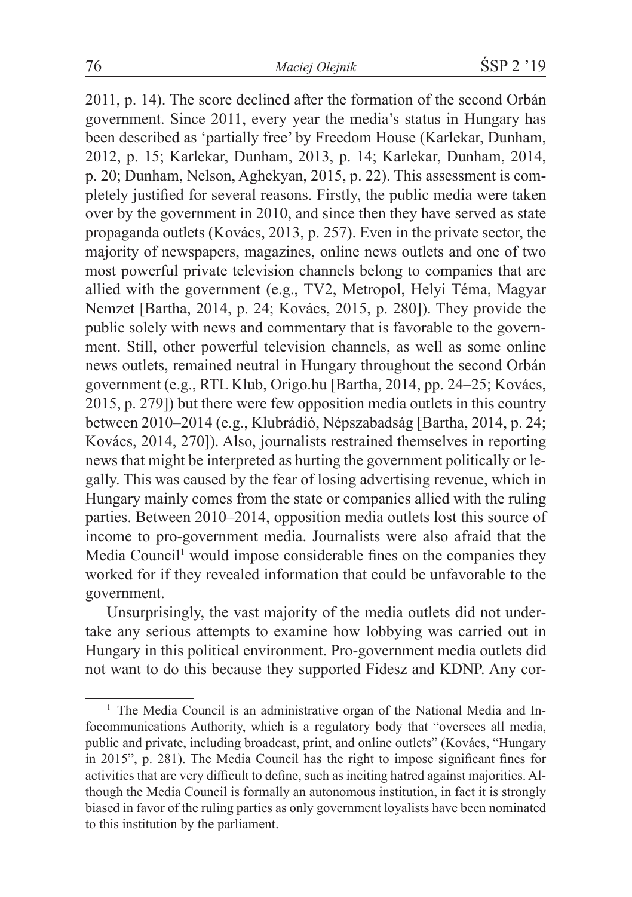2011, p. 14). The score declined after the formation of the second Orbán government. Since 2011, every year the media's status in Hungary has been described as 'partially free' by Freedom House (Karlekar, Dunham, 2012, p. 15; Karlekar, Dunham, 2013, p. 14; Karlekar, Dunham, 2014, p. 20; Dunham, Nelson, Aghekyan, 2015, p. 22). This assessment is completely justified for several reasons. Firstly, the public media were taken over by the government in 2010, and since then they have served as state propaganda outlets (Kovács, 2013, p. 257). Even in the private sector, the majority of newspapers, magazines, online news outlets and one of two most powerful private television channels belong to companies that are allied with the government (e.g., TV2, Metropol, Helyi Téma, Magyar Nemzet [Bartha, 2014, p. 24; Kovács, 2015, p. 280]). They provide the public solely with news and commentary that is favorable to the government. Still, other powerful television channels, as well as some online news outlets, remained neutral in Hungary throughout the second Orbán government (e.g., RTL Klub, Origo.hu [Bartha, 2014, pp. 24–25; Kovács, 2015, p. 279]) but there were few opposition media outlets in this country between 2010–2014 (e.g., Klubrádió, Népszabadság [Bartha, 2014, p. 24; Kovács, 2014, 270]). Also, journalists restrained themselves in reporting news that might be interpreted as hurting the government politically or legally. This was caused by the fear of losing advertising revenue, which in Hungary mainly comes from the state or companies allied with the ruling parties. Between 2010–2014, opposition media outlets lost this source of income to pro-government media. Journalists were also afraid that the Media Council[1] would impose considerable fines on the companies they worked for if they revealed information that could be unfavorable to the government.

Unsurprisingly, the vast majority of the media outlets did not undertake any serious attempts to examine how lobbying was carried out in Hungary in this political environment. Pro-government media outlets did not want to do this because they supported Fidesz and KDNP. Any cor-

---

[1] The Media Council is an administrative organ of the National Media and Infocommunications Authority, which is a regulatory body that "oversees all media, public and private, including broadcast, print, and online outlets" (Kovács, "Hungary in 2015", p. 281). The Media Council has the right to impose significant fines for activities that are very difficult to define, such as inciting hatred against majorities. Although the Media Council is formally an autonomous institution, in fact it is strongly biased in favor of the ruling parties as only government loyalists have been nominated to this institution by the parliament.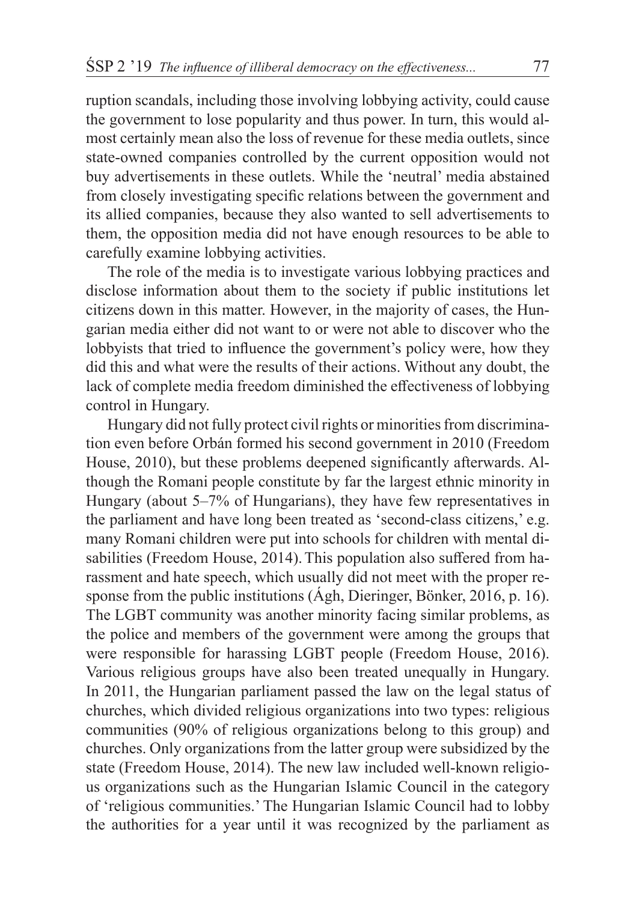ruption scandals, including those involving lobbying activity, could cause the government to lose popularity and thus power. In turn, this would almost certainly mean also the loss of revenue for these media outlets, since state-owned companies controlled by the current opposition would not buy advertisements in these outlets. While the 'neutral' media abstained from closely investigating specific relations between the government and its allied companies, because they also wanted to sell advertisements to them, the opposition media did not have enough resources to be able to carefully examine lobbying activities.

The role of the media is to investigate various lobbying practices and disclose information about them to the society if public institutions let citizens down in this matter. However, in the majority of cases, the Hungarian media either did not want to or were not able to discover who the lobbyists that tried to influence the government's policy were, how they did this and what were the results of their actions. Without any doubt, the lack of complete media freedom diminished the effectiveness of lobbying control in Hungary.

Hungary did not fully protect civil rights or minorities from discrimination even before Orbán formed his second government in 2010 (Freedom House, 2010), but these problems deepened significantly afterwards. Although the Romani people constitute by far the largest ethnic minority in Hungary (about 5–7% of Hungarians), they have few representatives in the parliament and have long been treated as 'second-class citizens,' e.g. many Romani children were put into schools for children with mental disabilities (Freedom House, 2014). This population also suffered from harassment and hate speech, which usually did not meet with the proper response from the public institutions (Ágh, Dieringer, Bönker, 2016, p. 16). The LGBT community was another minority facing similar problems, as the police and members of the government were among the groups that were responsible for harassing LGBT people (Freedom House, 2016). Various religious groups have also been treated unequally in Hungary. In 2011, the Hungarian parliament passed the law on the legal status of churches, which divided religious organizations into two types: religious communities (90% of religious organizations belong to this group) and churches. Only organizations from the latter group were subsidized by the state (Freedom House, 2014). The new law included well-known religious organizations such as the Hungarian Islamic Council in the category of 'religious communities.' The Hungarian Islamic Council had to lobby the authorities for a year until it was recognized by the parliament as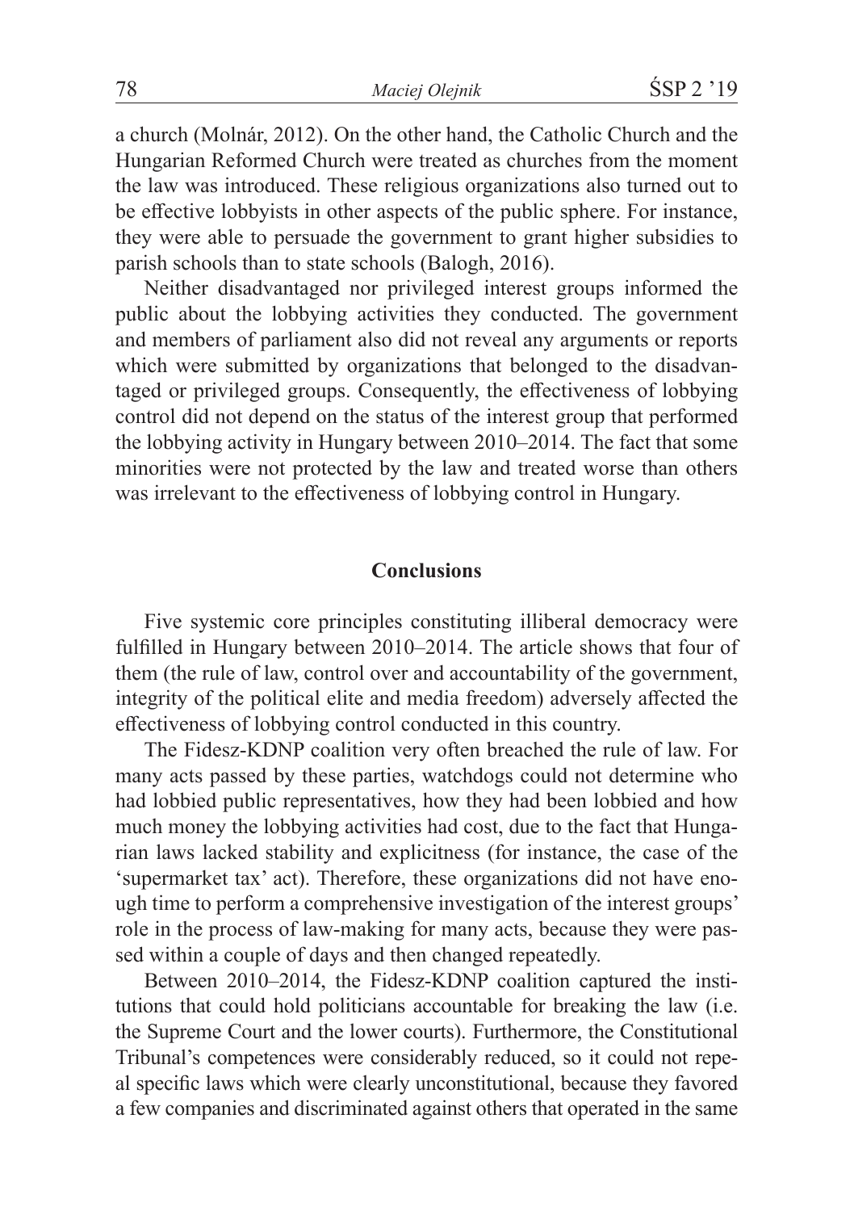a church (Molnár, 2012). On the other hand, the Catholic Church and the Hungarian Reformed Church were treated as churches from the moment the law was introduced. These religious organizations also turned out to be effective lobbyists in other aspects of the public sphere. For instance, they were able to persuade the government to grant higher subsidies to parish schools than to state schools (Balogh, 2016).

Neither disadvantaged nor privileged interest groups informed the public about the lobbying activities they conducted. The government and members of parliament also did not reveal any arguments or reports which were submitted by organizations that belonged to the disadvantaged or privileged groups. Consequently, the effectiveness of lobbying control did not depend on the status of the interest group that performed the lobbying activity in Hungary between 2010–2014. The fact that some minorities were not protected by the law and treated worse than others was irrelevant to the effectiveness of lobbying control in Hungary.

## Conclusions

Five systemic core principles constituting illiberal democracy were fulfilled in Hungary between 2010–2014. The article shows that four of them (the rule of law, control over and accountability of the government, integrity of the political elite and media freedom) adversely affected the effectiveness of lobbying control conducted in this country.

The Fidesz-KDNP coalition very often breached the rule of law. For many acts passed by these parties, watchdogs could not determine who had lobbied public representatives, how they had been lobbied and how much money the lobbying activities had cost, due to the fact that Hungarian laws lacked stability and explicitness (for instance, the case of the 'supermarket tax' act). Therefore, these organizations did not have enough time to perform a comprehensive investigation of the interest groups' role in the process of law-making for many acts, because they were passed within a couple of days and then changed repeatedly.

Between 2010–2014, the Fidesz-KDNP coalition captured the institutions that could hold politicians accountable for breaking the law (i.e. the Supreme Court and the lower courts). Furthermore, the Constitutional Tribunal's competences were considerably reduced, so it could not repeal specific laws which were clearly unconstitutional, because they favored a few companies and discriminated against others that operated in the same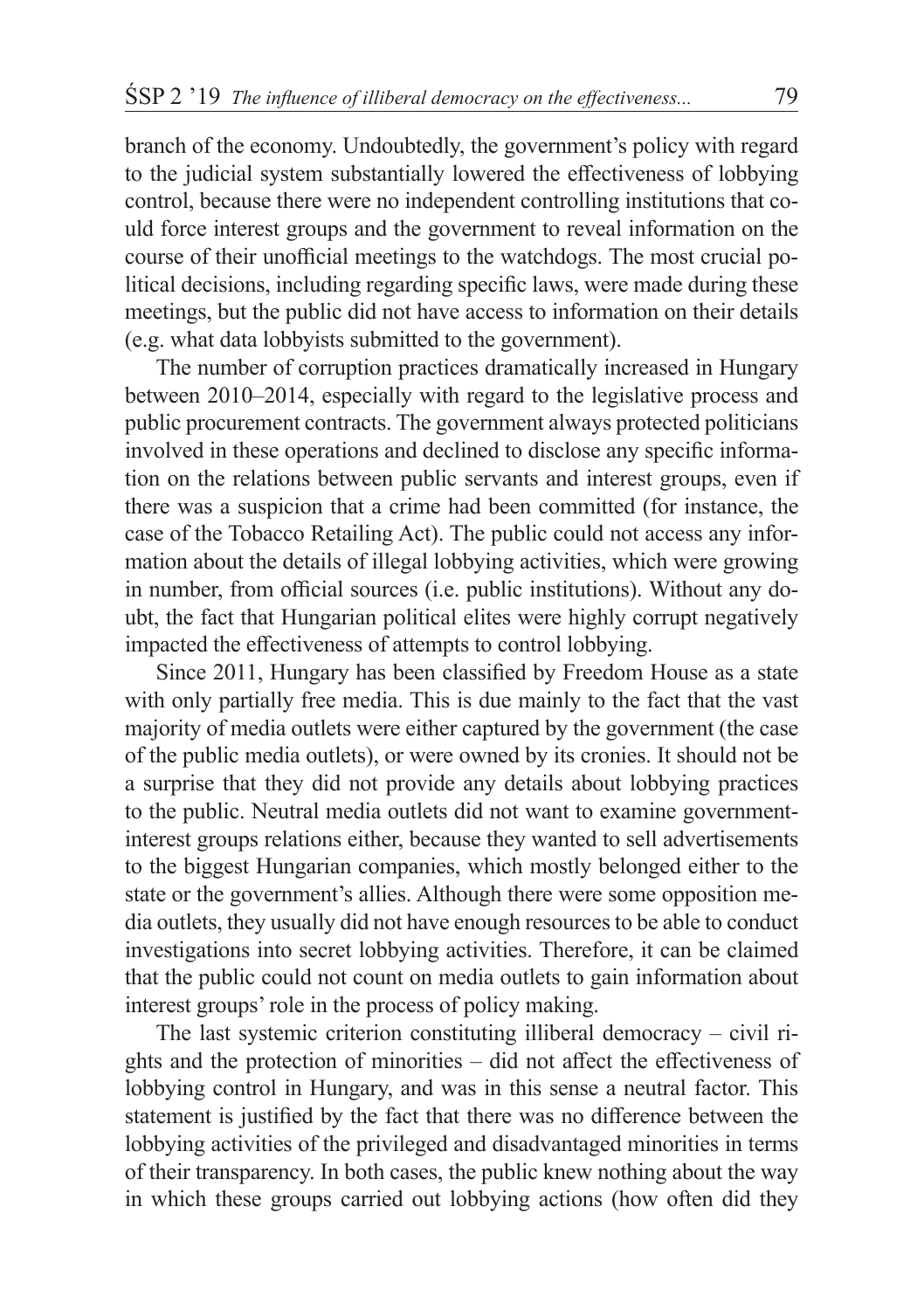branch of the economy. Undoubtedly, the government's policy with regard to the judicial system substantially lowered the effectiveness of lobbying control, because there were no independent controlling institutions that could force interest groups and the government to reveal information on the course of their unofficial meetings to the watchdogs. The most crucial political decisions, including regarding specific laws, were made during these meetings, but the public did not have access to information on their details (e.g. what data lobbyists submitted to the government).

The number of corruption practices dramatically increased in Hungary between 2010–2014, especially with regard to the legislative process and public procurement contracts. The government always protected politicians involved in these operations and declined to disclose any specific information on the relations between public servants and interest groups, even if there was a suspicion that a crime had been committed (for instance, the case of the Tobacco Retailing Act). The public could not access any information about the details of illegal lobbying activities, which were growing in number, from official sources (i.e. public institutions). Without any doubt, the fact that Hungarian political elites were highly corrupt negatively impacted the effectiveness of attempts to control lobbying.

Since 2011, Hungary has been classified by Freedom House as a state with only partially free media. This is due mainly to the fact that the vast majority of media outlets were either captured by the government (the case of the public media outlets), or were owned by its cronies. It should not be a surprise that they did not provide any details about lobbying practices to the public. Neutral media outlets did not want to examine government-interest groups relations either, because they wanted to sell advertisements to the biggest Hungarian companies, which mostly belonged either to the state or the government's allies. Although there were some opposition media outlets, they usually did not have enough resources to be able to conduct investigations into secret lobbying activities. Therefore, it can be claimed that the public could not count on media outlets to gain information about interest groups' role in the process of policy making.

The last systemic criterion constituting illiberal democracy – civil rights and the protection of minorities – did not affect the effectiveness of lobbying control in Hungary, and was in this sense a neutral factor. This statement is justified by the fact that there was no difference between the lobbying activities of the privileged and disadvantaged minorities in terms of their transparency. In both cases, the public knew nothing about the way in which these groups carried out lobbying actions (how often did they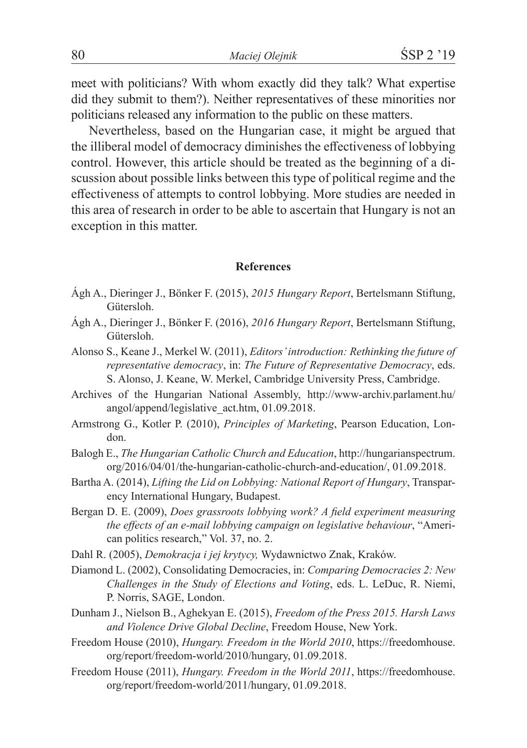meet with politicians? With whom exactly did they talk? What expertise did they submit to them?). Neither representatives of these minorities nor politicians released any information to the public on these matters.

Nevertheless, based on the Hungarian case, it might be argued that the illiberal model of democracy diminishes the effectiveness of lobbying control. However, this article should be treated as the beginning of a discussion about possible links between this type of political regime and the effectiveness of attempts to control lobbying. More studies are needed in this area of research in order to be able to ascertain that Hungary is not an exception in this matter.

## References

Ágh A., Dieringer J., Bönker F. (2015), *2015 Hungary Report*, Bertelsmann Stiftung, Gütersloh.

Ágh A., Dieringer J., Bönker F. (2016), *2016 Hungary Report*, Bertelsmann Stiftung, Gütersloh.

Alonso S., Keane J., Merkel W. (2011), *Editors' introduction: Rethinking the future of representative democracy*, in: *The Future of Representative Democracy*, eds. S. Alonso, J. Keane, W. Merkel, Cambridge University Press, Cambridge.

Archives of the Hungarian National Assembly, http://www-archiv.parlament.hu/angol/append/legislative_act.htm, 01.09.2018.

Armstrong G., Kotler P. (2010), *Principles of Marketing*, Pearson Education, London.

Balogh E., *The Hungarian Catholic Church and Education*, http://hungarianspectrum.org/2016/04/01/the-hungarian-catholic-church-and-education/, 01.09.2018.

Bartha A. (2014), *Lifting the Lid on Lobbying: National Report of Hungary*, Transparency International Hungary, Budapest.

Bergan D. E. (2009), *Does grassroots lobbying work? A field experiment measuring the effects of an e-mail lobbying campaign on legislative behaviour*, "American politics research," Vol. 37, no. 2.

Dahl R. (2005), *Demokracja i jej krytycy,* Wydawnictwo Znak, Kraków.

Diamond L. (2002), Consolidating Democracies, in: *Comparing Democracies 2: New Challenges in the Study of Elections and Voting*, eds. L. LeDuc, R. Niemi, P. Norris, SAGE, London.

Dunham J., Nielson B., Aghekyan E. (2015), *Freedom of the Press 2015. Harsh Laws and Violence Drive Global Decline*, Freedom House, New York.

Freedom House (2010), *Hungary. Freedom in the World 2010*, https://freedomhouse.org/report/freedom-world/2010/hungary, 01.09.2018.

Freedom House (2011), *Hungary. Freedom in the World 2011*, https://freedomhouse.org/report/freedom-world/2011/hungary, 01.09.2018.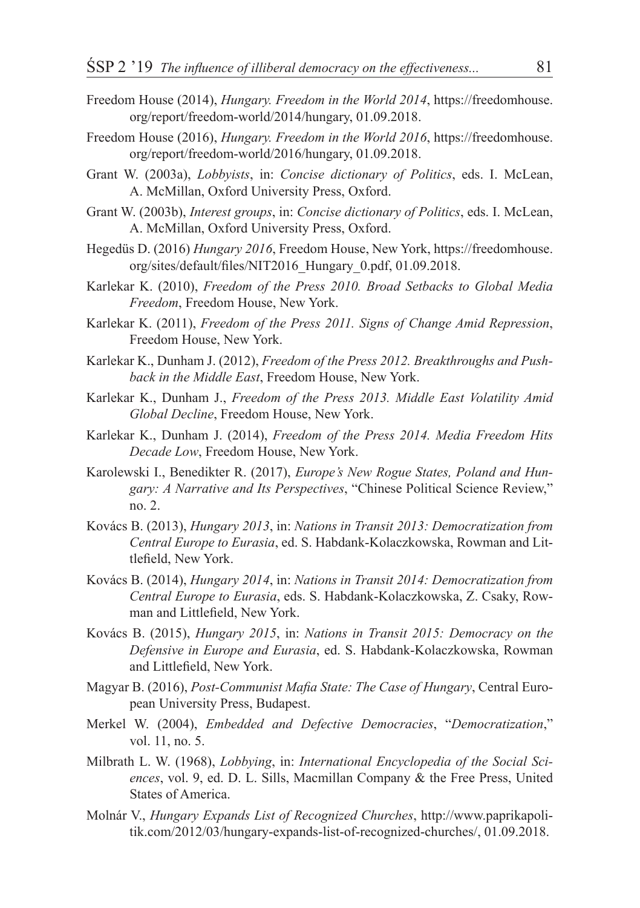Freedom House (2014), *Hungary. Freedom in the World 2014*, https://freedomhouse.org/report/freedom-world/2014/hungary, 01.09.2018.

Freedom House (2016), *Hungary. Freedom in the World 2016*, https://freedomhouse.org/report/freedom-world/2016/hungary, 01.09.2018.

Grant W. (2003a), *Lobbyists*, in: *Concise dictionary of Politics*, eds. I. McLean, A. McMillan, Oxford University Press, Oxford.

Grant W. (2003b), *Interest groups*, in: *Concise dictionary of Politics*, eds. I. McLean, A. McMillan, Oxford University Press, Oxford.

Hegedüs D. (2016) *Hungary 2016*, Freedom House, New York, https://freedomhouse.org/sites/default/files/NIT2016_Hungary_0.pdf, 01.09.2018.

Karlekar K. (2010), *Freedom of the Press 2010. Broad Setbacks to Global Media Freedom*, Freedom House, New York.

Karlekar K. (2011), *Freedom of the Press 2011. Signs of Change Amid Repression*, Freedom House, New York.

Karlekar K., Dunham J. (2012), *Freedom of the Press 2012. Breakthroughs and Pushback in the Middle East*, Freedom House, New York.

Karlekar K., Dunham J., *Freedom of the Press 2013. Middle East Volatility Amid Global Decline*, Freedom House, New York.

Karlekar K., Dunham J. (2014), *Freedom of the Press 2014. Media Freedom Hits Decade Low*, Freedom House, New York.

Karolewski I., Benedikter R. (2017), *Europe's New Rogue States, Poland and Hungary: A Narrative and Its Perspectives*, "Chinese Political Science Review," no. 2.

Kovács B. (2013), *Hungary 2013*, in: *Nations in Transit 2013: Democratization from Central Europe to Eurasia*, ed. S. Habdank-Kolaczkowska, Rowman and Littlefield, New York.

Kovács B. (2014), *Hungary 2014*, in: *Nations in Transit 2014: Democratization from Central Europe to Eurasia*, eds. S. Habdank-Kolaczkowska, Z. Csaky, Rowman and Littlefield, New York.

Kovács B. (2015), *Hungary 2015*, in: *Nations in Transit 2015: Democracy on the Defensive in Europe and Eurasia*, ed. S. Habdank-Kolaczkowska, Rowman and Littlefield, New York.

Magyar B. (2016), *Post-Communist Mafia State: The Case of Hungary*, Central European University Press, Budapest.

Merkel W. (2004), *Embedded and Defective Democracies*, "*Democratization*," vol. 11, no. 5.

Milbrath L. W. (1968), *Lobbying*, in: *International Encyclopedia of the Social Sciences*, vol. 9, ed. D. L. Sills, Macmillan Company & the Free Press, United States of America.

Molnár V., *Hungary Expands List of Recognized Churches*, http://www.paprikapolitik.com/2012/03/hungary-expands-list-of-recognized-churches/, 01.09.2018.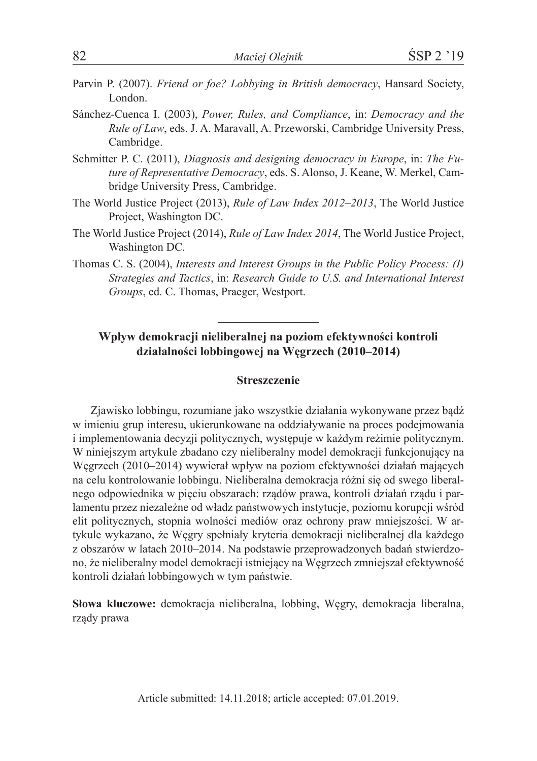Parvin P. (2007). *Friend or foe? Lobbying in British democracy*, Hansard Society, London.

Sánchez-Cuenca I. (2003), *Power, Rules, and Compliance*, in: *Democracy and the Rule of Law*, eds. J. A. Maravall, A. Przeworski, Cambridge University Press, Cambridge.

Schmitter P. C. (2011), *Diagnosis and designing democracy in Europe*, in: *The Future of Representative Democracy*, eds. S. Alonso, J. Keane, W. Merkel, Cambridge University Press, Cambridge.

The World Justice Project (2013), *Rule of Law Index 2012–2013*, The World Justice Project, Washington DC.

The World Justice Project (2014), *Rule of Law Index 2014*, The World Justice Project, Washington DC.

Thomas C. S. (2004), *Interests and Interest Groups in the Public Policy Process: (I) Strategies and Tactics*, in: *Research Guide to U.S. and International Interest Groups*, ed. C. Thomas, Praeger, Westport.

---

**Wpływ demokracji nieliberalnej na poziom efektywności kontroli działalności lobbingowej na Węgrzech (2010–2014)**

**Streszczenie**

Zjawisko lobbingu, rozumiane jako wszystkie działania wykonywane przez bądź w imieniu grup interesu, ukierunkowane na oddziaływanie na proces podejmowania i implementowania decyzji politycznych, występuje w każdym reżimie politycznym. W niniejszym artykule zbadano czy nieliberalny model demokracji funkcjonujący na Węgrzech (2010–2014) wywierał wpływ na poziom efektywności działań mających na celu kontrolowanie lobbingu. Nieliberalna demokracja różni się od swego liberalnego odpowiednika w pięciu obszarach: rządów prawa, kontroli działań rządu i parlamentu przez niezależne od władz państwowych instytucje, poziomu korupcji wśród elit politycznych, stopnia wolności mediów oraz ochrony praw mniejszości. W artykule wykazano, że Węgry spełniały kryteria demokracji nieliberalnej dla każdego z obszarów w latach 2010–2014. Na podstawie przeprowadzonych badań stwierdzono, że nieliberalny model demokracji istniejący na Węgrzech zmniejszał efektywność kontroli działań lobbingowych w tym państwie.

**Słowa kluczowe:** demokracja nieliberalna, lobbing, Węgry, demokracja liberalna, rządy prawa

Article submitted: 14.11.2018; article accepted: 07.01.2019.